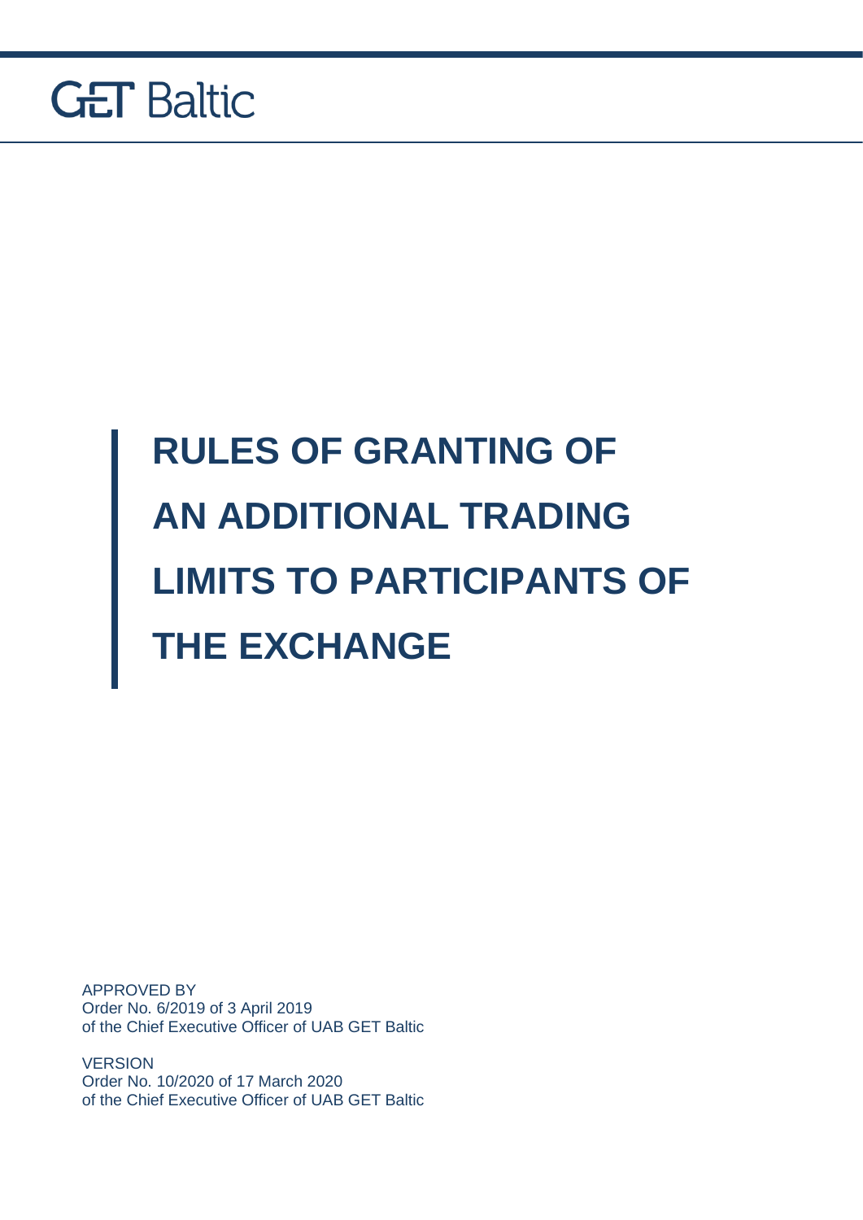GET Baltic

# RULES OF GRANTING OF AN ADDITIONAL TRADING LIMITS TO PARTICIPANTS OF THE EXCHANGE

APPROVED BY
Order No. 6/2019 of 3 April 2019
of the Chief Executive Officer of UAB GET Baltic

VERSION
Order No. 10/2020 of 17 March 2020
of the Chief Executive Officer of UAB GET Baltic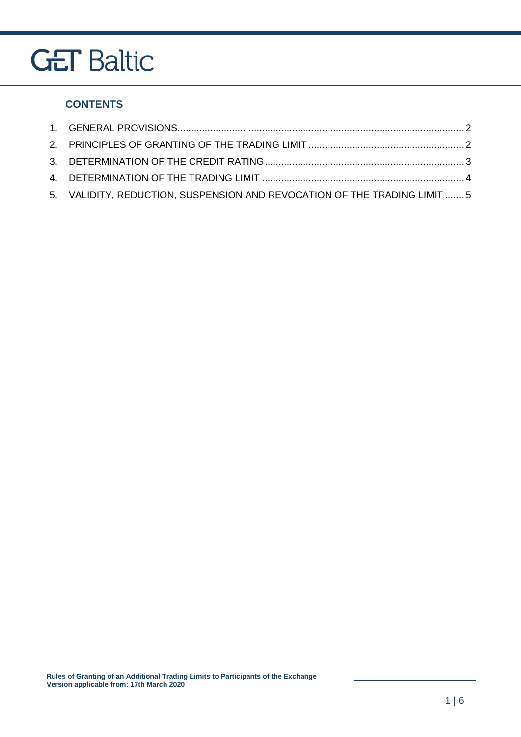## CONTENTS

1. GENERAL PROVISIONS........................................................................................................ 2
2. PRINCIPLES OF GRANTING OF THE TRADING LIMIT ......................................................... 2
3. DETERMINATION OF THE CREDIT RATING......................................................................... 3
4. DETERMINATION OF THE TRADING LIMIT .......................................................................... 4
5. VALIDITY, REDUCTION, SUSPENSION AND REVOCATION OF THE TRADING LIMIT ....... 5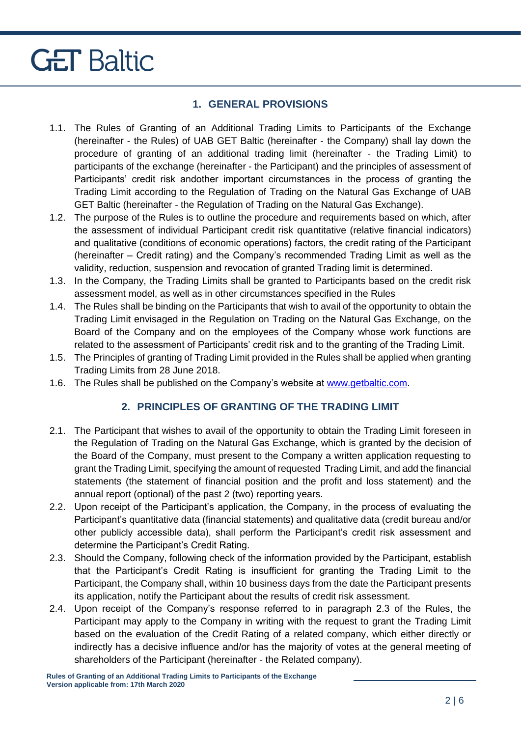## 1. GENERAL PROVISIONS

1.1. The Rules of Granting of an Additional Trading Limits to Participants of the Exchange (hereinafter - the Rules) of UAB GET Baltic (hereinafter - the Company) shall lay down the procedure of granting of an additional trading limit (hereinafter - the Trading Limit) to participants of the exchange (hereinafter - the Participant) and the principles of assessment of Participants' credit risk andother important circumstances in the process of granting the Trading Limit according to the Regulation of Trading on the Natural Gas Exchange of UAB GET Baltic (hereinafter - the Regulation of Trading on the Natural Gas Exchange).

1.2. The purpose of the Rules is to outline the procedure and requirements based on which, after the assessment of individual Participant credit risk quantitative (relative financial indicators) and qualitative (conditions of economic operations) factors, the credit rating of the Participant (hereinafter – Credit rating) and the Company's recommended Trading Limit as well as the validity, reduction, suspension and revocation of granted Trading limit is determined.

1.3. In the Company, the Trading Limits shall be granted to Participants based on the credit risk assessment model, as well as in other circumstances specified in the Rules

1.4. The Rules shall be binding on the Participants that wish to avail of the opportunity to obtain the Trading Limit envisaged in the Regulation on Trading on the Natural Gas Exchange, on the Board of the Company and on the employees of the Company whose work functions are related to the assessment of Participants' credit risk and to the granting of the Trading Limit.

1.5. The Principles of granting of Trading Limit provided in the Rules shall be applied when granting Trading Limits from 28 June 2018.

1.6. The Rules shall be published on the Company's website at www.getbaltic.com.

## 2. PRINCIPLES OF GRANTING OF THE TRADING LIMIT

2.1. The Participant that wishes to avail of the opportunity to obtain the Trading Limit foreseen in the Regulation of Trading on the Natural Gas Exchange, which is granted by the decision of the Board of the Company, must present to the Company a written application requesting to grant the Trading Limit, specifying the amount of requested Trading Limit, and add the financial statements (the statement of financial position and the profit and loss statement) and the annual report (optional) of the past 2 (two) reporting years.

2.2. Upon receipt of the Participant's application, the Company, in the process of evaluating the Participant's quantitative data (financial statements) and qualitative data (credit bureau and/or other publicly accessible data), shall perform the Participant's credit risk assessment and determine the Participant's Credit Rating.

2.3. Should the Company, following check of the information provided by the Participant, establish that the Participant's Credit Rating is insufficient for granting the Trading Limit to the Participant, the Company shall, within 10 business days from the date the Participant presents its application, notify the Participant about the results of credit risk assessment.

2.4. Upon receipt of the Company's response referred to in paragraph 2.3 of the Rules, the Participant may apply to the Company in writing with the request to grant the Trading Limit based on the evaluation of the Credit Rating of a related company, which either directly or indirectly has a decisive influence and/or has the majority of votes at the general meeting of shareholders of the Participant (hereinafter - the Related company).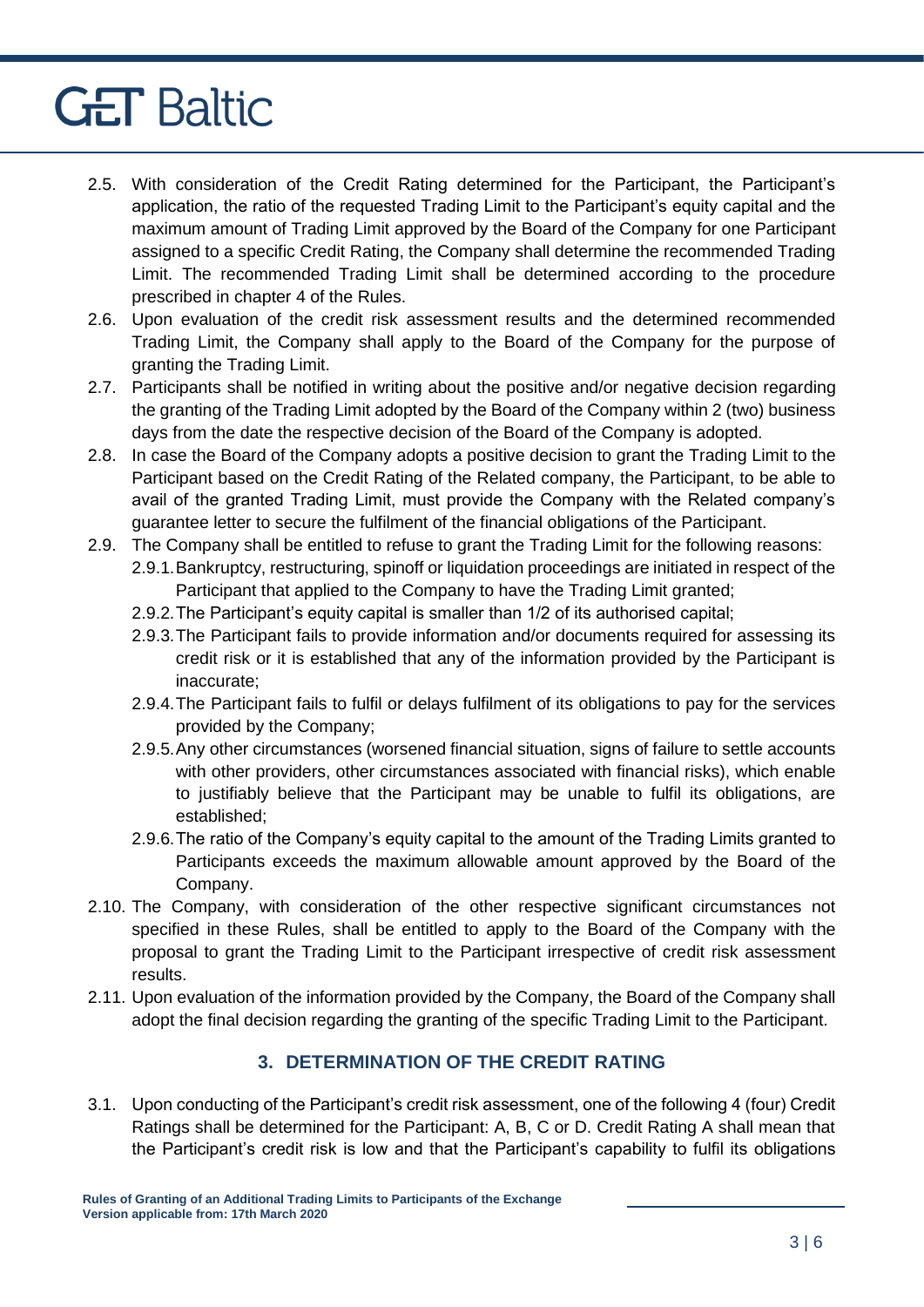2.5. With consideration of the Credit Rating determined for the Participant, the Participant's application, the ratio of the requested Trading Limit to the Participant's equity capital and the maximum amount of Trading Limit approved by the Board of the Company for one Participant assigned to a specific Credit Rating, the Company shall determine the recommended Trading Limit. The recommended Trading Limit shall be determined according to the procedure prescribed in chapter 4 of the Rules.

2.6. Upon evaluation of the credit risk assessment results and the determined recommended Trading Limit, the Company shall apply to the Board of the Company for the purpose of granting the Trading Limit.

2.7. Participants shall be notified in writing about the positive and/or negative decision regarding the granting of the Trading Limit adopted by the Board of the Company within 2 (two) business days from the date the respective decision of the Board of the Company is adopted.

2.8. In case the Board of the Company adopts a positive decision to grant the Trading Limit to the Participant based on the Credit Rating of the Related company, the Participant, to be able to avail of the granted Trading Limit, must provide the Company with the Related company's guarantee letter to secure the fulfilment of the financial obligations of the Participant.

2.9. The Company shall be entitled to refuse to grant the Trading Limit for the following reasons:

2.9.1. Bankruptcy, restructuring, spinoff or liquidation proceedings are initiated in respect of the Participant that applied to the Company to have the Trading Limit granted;

2.9.2. The Participant's equity capital is smaller than 1/2 of its authorised capital;

2.9.3. The Participant fails to provide information and/or documents required for assessing its credit risk or it is established that any of the information provided by the Participant is inaccurate;

2.9.4. The Participant fails to fulfil or delays fulfilment of its obligations to pay for the services provided by the Company;

2.9.5. Any other circumstances (worsened financial situation, signs of failure to settle accounts with other providers, other circumstances associated with financial risks), which enable to justifiably believe that the Participant may be unable to fulfil its obligations, are established;

2.9.6. The ratio of the Company's equity capital to the amount of the Trading Limits granted to Participants exceeds the maximum allowable amount approved by the Board of the Company.

2.10. The Company, with consideration of the other respective significant circumstances not specified in these Rules, shall be entitled to apply to the Board of the Company with the proposal to grant the Trading Limit to the Participant irrespective of credit risk assessment results.

2.11. Upon evaluation of the information provided by the Company, the Board of the Company shall adopt the final decision regarding the granting of the specific Trading Limit to the Participant.

## 3. DETERMINATION OF THE CREDIT RATING

3.1. Upon conducting of the Participant's credit risk assessment, one of the following 4 (four) Credit Ratings shall be determined for the Participant: A, B, C or D. Credit Rating A shall mean that the Participant's credit risk is low and that the Participant's capability to fulfil its obligations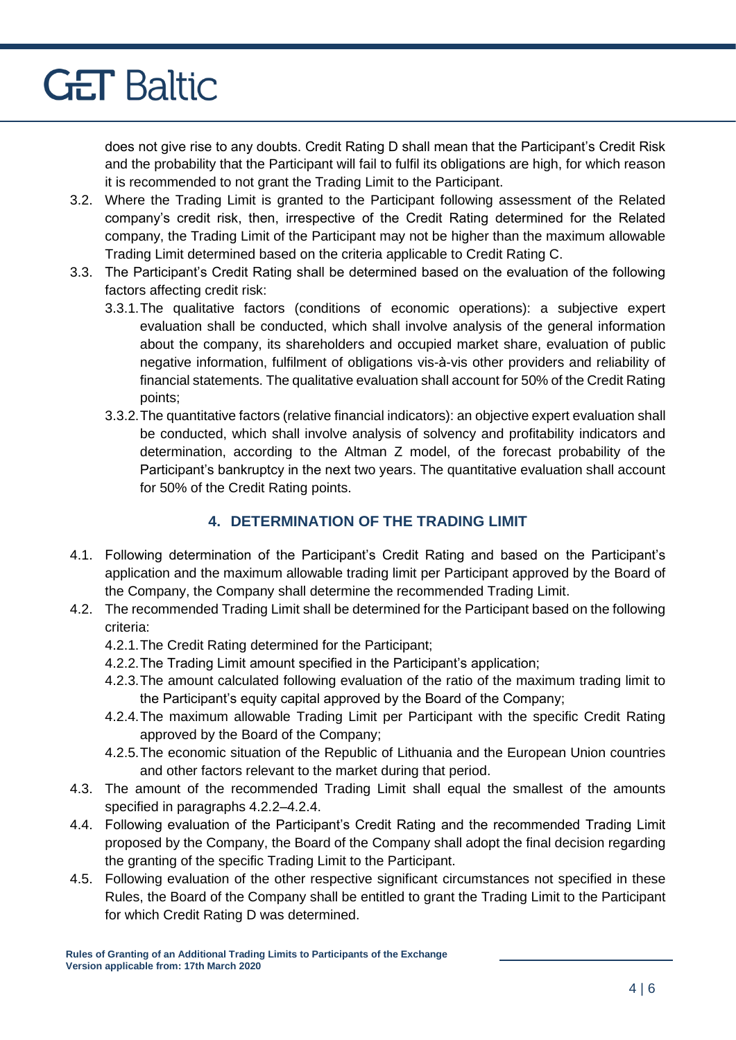does not give rise to any doubts. Credit Rating D shall mean that the Participant's Credit Risk and the probability that the Participant will fail to fulfil its obligations are high, for which reason it is recommended to not grant the Trading Limit to the Participant.

3.2. Where the Trading Limit is granted to the Participant following assessment of the Related company's credit risk, then, irrespective of the Credit Rating determined for the Related company, the Trading Limit of the Participant may not be higher than the maximum allowable Trading Limit determined based on the criteria applicable to Credit Rating C.

3.3. The Participant's Credit Rating shall be determined based on the evaluation of the following factors affecting credit risk:

3.3.1. The qualitative factors (conditions of economic operations): a subjective expert evaluation shall be conducted, which shall involve analysis of the general information about the company, its shareholders and occupied market share, evaluation of public negative information, fulfilment of obligations vis-à-vis other providers and reliability of financial statements. The qualitative evaluation shall account for 50% of the Credit Rating points;

3.3.2. The quantitative factors (relative financial indicators): an objective expert evaluation shall be conducted, which shall involve analysis of solvency and profitability indicators and determination, according to the Altman Z model, of the forecast probability of the Participant's bankruptcy in the next two years. The quantitative evaluation shall account for 50% of the Credit Rating points.

## 4. DETERMINATION OF THE TRADING LIMIT

4.1. Following determination of the Participant's Credit Rating and based on the Participant's application and the maximum allowable trading limit per Participant approved by the Board of the Company, the Company shall determine the recommended Trading Limit.

4.2. The recommended Trading Limit shall be determined for the Participant based on the following criteria:

4.2.1. The Credit Rating determined for the Participant;

4.2.2. The Trading Limit amount specified in the Participant's application;

4.2.3. The amount calculated following evaluation of the ratio of the maximum trading limit to the Participant's equity capital approved by the Board of the Company;

4.2.4. The maximum allowable Trading Limit per Participant with the specific Credit Rating approved by the Board of the Company;

4.2.5. The economic situation of the Republic of Lithuania and the European Union countries and other factors relevant to the market during that period.

4.3. The amount of the recommended Trading Limit shall equal the smallest of the amounts specified in paragraphs 4.2.2–4.2.4.

4.4. Following evaluation of the Participant's Credit Rating and the recommended Trading Limit proposed by the Company, the Board of the Company shall adopt the final decision regarding the granting of the specific Trading Limit to the Participant.

4.5. Following evaluation of the other respective significant circumstances not specified in these Rules, the Board of the Company shall be entitled to grant the Trading Limit to the Participant for which Credit Rating D was determined.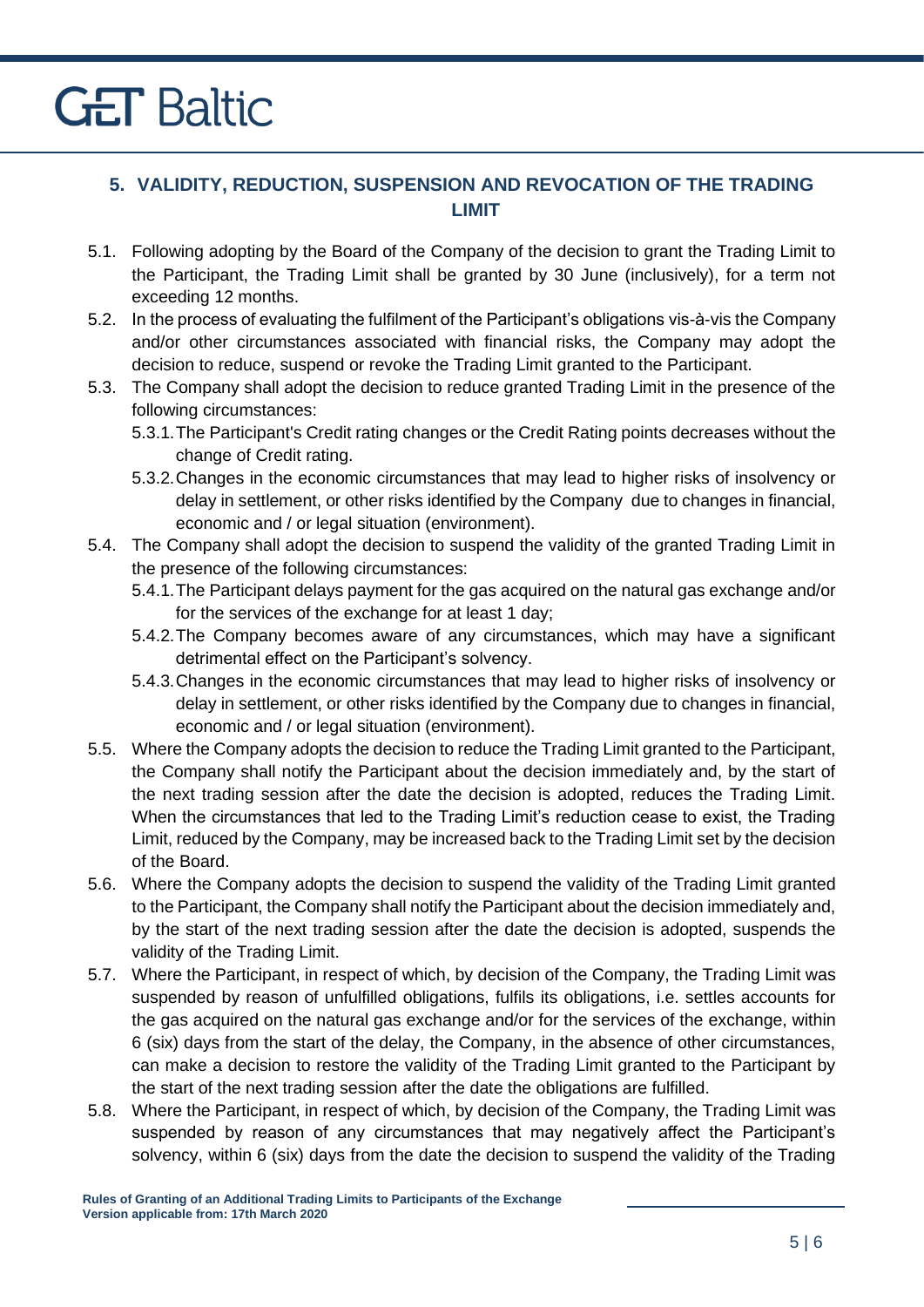## 5. VALIDITY, REDUCTION, SUSPENSION AND REVOCATION OF THE TRADING LIMIT

5.1. Following adopting by the Board of the Company of the decision to grant the Trading Limit to the Participant, the Trading Limit shall be granted by 30 June (inclusively), for a term not exceeding 12 months.

5.2. In the process of evaluating the fulfilment of the Participant's obligations vis-à-vis the Company and/or other circumstances associated with financial risks, the Company may adopt the decision to reduce, suspend or revoke the Trading Limit granted to the Participant.

5.3. The Company shall adopt the decision to reduce granted Trading Limit in the presence of the following circumstances:

5.3.1. The Participant's Credit rating changes or the Credit Rating points decreases without the change of Credit rating.

5.3.2. Changes in the economic circumstances that may lead to higher risks of insolvency or delay in settlement, or other risks identified by the Company due to changes in financial, economic and / or legal situation (environment).

5.4. The Company shall adopt the decision to suspend the validity of the granted Trading Limit in the presence of the following circumstances:

5.4.1. The Participant delays payment for the gas acquired on the natural gas exchange and/or for the services of the exchange for at least 1 day;

5.4.2. The Company becomes aware of any circumstances, which may have a significant detrimental effect on the Participant's solvency.

5.4.3. Changes in the economic circumstances that may lead to higher risks of insolvency or delay in settlement, or other risks identified by the Company due to changes in financial, economic and / or legal situation (environment).

5.5. Where the Company adopts the decision to reduce the Trading Limit granted to the Participant, the Company shall notify the Participant about the decision immediately and, by the start of the next trading session after the date the decision is adopted, reduces the Trading Limit. When the circumstances that led to the Trading Limit's reduction cease to exist, the Trading Limit, reduced by the Company, may be increased back to the Trading Limit set by the decision of the Board.

5.6. Where the Company adopts the decision to suspend the validity of the Trading Limit granted to the Participant, the Company shall notify the Participant about the decision immediately and, by the start of the next trading session after the date the decision is adopted, suspends the validity of the Trading Limit.

5.7. Where the Participant, in respect of which, by decision of the Company, the Trading Limit was suspended by reason of unfulfilled obligations, fulfils its obligations, i.e. settles accounts for the gas acquired on the natural gas exchange and/or for the services of the exchange, within 6 (six) days from the start of the delay, the Company, in the absence of other circumstances, can make a decision to restore the validity of the Trading Limit granted to the Participant by the start of the next trading session after the date the obligations are fulfilled.

5.8. Where the Participant, in respect of which, by decision of the Company, the Trading Limit was suspended by reason of any circumstances that may negatively affect the Participant's solvency, within 6 (six) days from the date the decision to suspend the validity of the Trading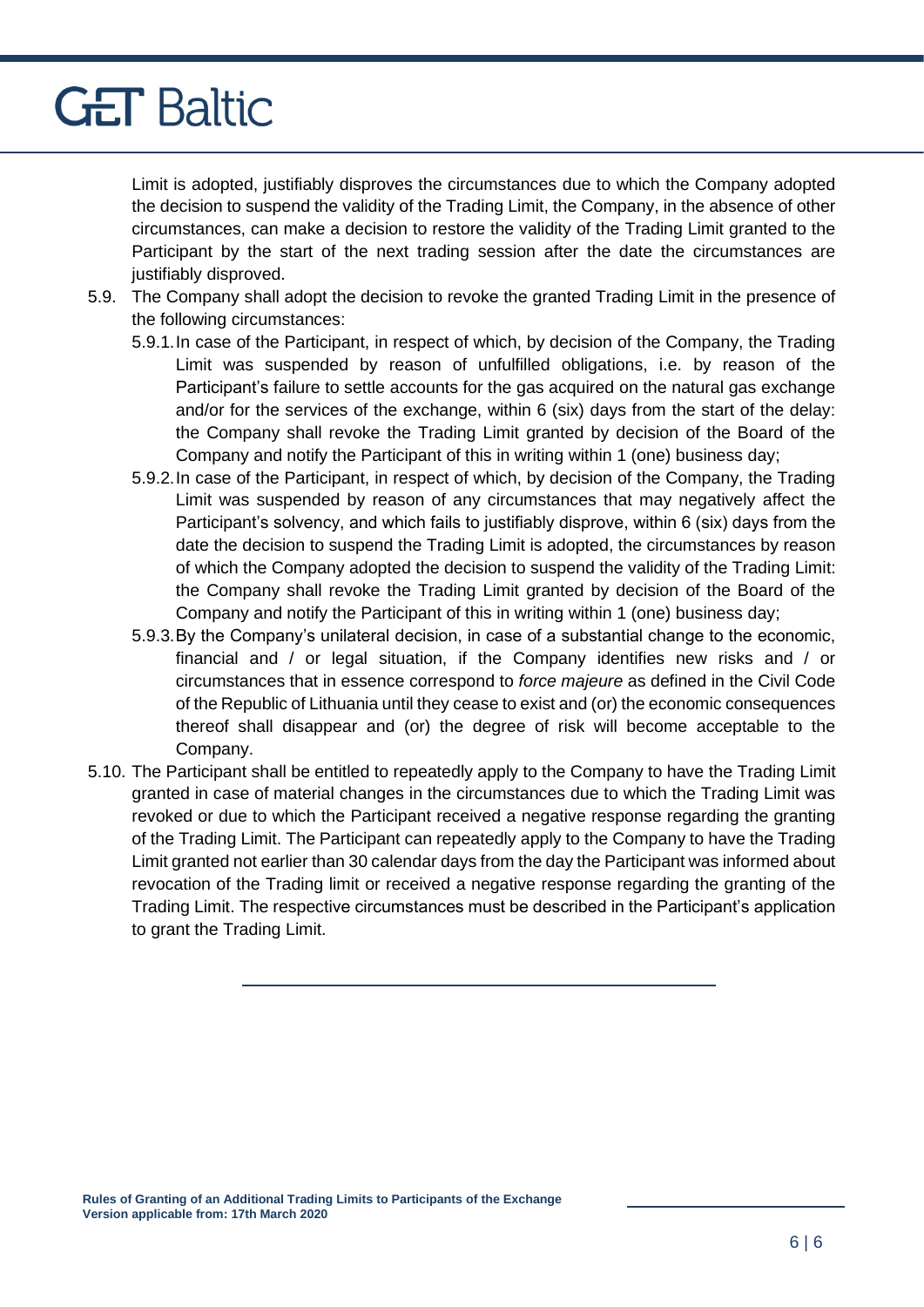Limit is adopted, justifiably disproves the circumstances due to which the Company adopted the decision to suspend the validity of the Trading Limit, the Company, in the absence of other circumstances, can make a decision to restore the validity of the Trading Limit granted to the Participant by the start of the next trading session after the date the circumstances are justifiably disproved.

5.9. The Company shall adopt the decision to revoke the granted Trading Limit in the presence of the following circumstances:

5.9.1. In case of the Participant, in respect of which, by decision of the Company, the Trading Limit was suspended by reason of unfulfilled obligations, i.e. by reason of the Participant's failure to settle accounts for the gas acquired on the natural gas exchange and/or for the services of the exchange, within 6 (six) days from the start of the delay: the Company shall revoke the Trading Limit granted by decision of the Board of the Company and notify the Participant of this in writing within 1 (one) business day;

5.9.2. In case of the Participant, in respect of which, by decision of the Company, the Trading Limit was suspended by reason of any circumstances that may negatively affect the Participant's solvency, and which fails to justifiably disprove, within 6 (six) days from the date the decision to suspend the Trading Limit is adopted, the circumstances by reason of which the Company adopted the decision to suspend the validity of the Trading Limit: the Company shall revoke the Trading Limit granted by decision of the Board of the Company and notify the Participant of this in writing within 1 (one) business day;

5.9.3. By the Company's unilateral decision, in case of a substantial change to the economic, financial and / or legal situation, if the Company identifies new risks and / or circumstances that in essence correspond to *force majeure* as defined in the Civil Code of the Republic of Lithuania until they cease to exist and (or) the economic consequences thereof shall disappear and (or) the degree of risk will become acceptable to the Company.

5.10. The Participant shall be entitled to repeatedly apply to the Company to have the Trading Limit granted in case of material changes in the circumstances due to which the Trading Limit was revoked or due to which the Participant received a negative response regarding the granting of the Trading Limit. The Participant can repeatedly apply to the Company to have the Trading Limit granted not earlier than 30 calendar days from the day the Participant was informed about revocation of the Trading limit or received a negative response regarding the granting of the Trading Limit. The respective circumstances must be described in the Participant's application to grant the Trading Limit.